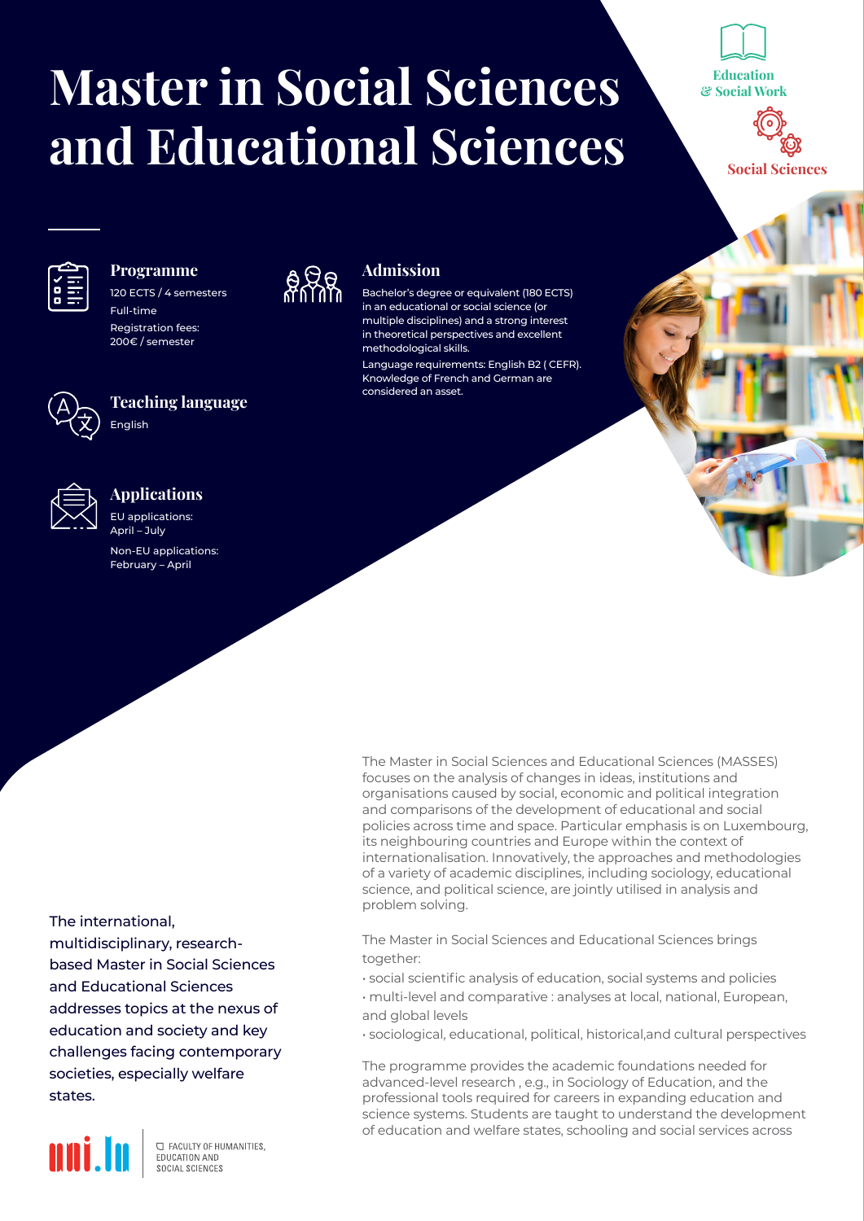# Master in Social Sciences and Educational Sciences

Education & Social Work

Social Sciences

## Programme

120 ECTS / 4 semesters

Full-time

Registration fees: 200€ / semester

## Teaching language

English

## Applications

EU applications: April – July

Non-EU applications: February – April

## Admission

Bachelor's degree or equivalent (180 ECTS) in an educational or social science (or multiple disciplines) and a strong interest in theoretical perspectives and excellent methodological skills.

Language requirements: English B2 ( CEFR). Knowledge of French and German are considered an asset.

The international, multidisciplinary, research-based Master in Social Sciences and Educational Sciences addresses topics at the nexus of education and society and key challenges facing contemporary societies, especially welfare states.

The Master in Social Sciences and Educational Sciences (MASSES) focuses on the analysis of changes in ideas, institutions and organisations caused by social, economic and political integration and comparisons of the development of educational and social policies across time and space. Particular emphasis is on Luxembourg, its neighbouring countries and Europe within the context of internationalisation. Innovatively, the approaches and methodologies of a variety of academic disciplines, including sociology, educational science, and political science, are jointly utilised in analysis and problem solving.

The Master in Social Sciences and Educational Sciences brings together:

- social scientific analysis of education, social systems and policies
- multi-level and comparative : analyses at local, national, European, and global levels
- sociological, educational, political, historical,and cultural perspectives

The programme provides the academic foundations needed for advanced-level research , e.g., in Sociology of Education, and the professional tools required for careers in expanding education and science systems. Students are taught to understand the development of education and welfare states, schooling and social services across

uni.lu | FACULTY OF HUMANITIES, EDUCATION AND SOCIAL SCIENCES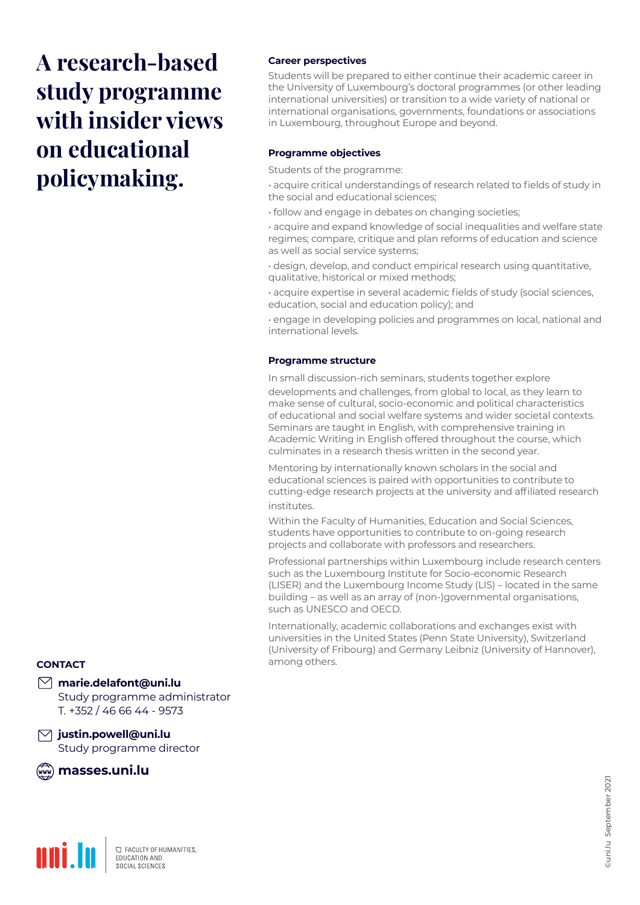# A research-based study programme with insider views on educational policymaking.

### Career perspectives

Students will be prepared to either continue their academic career in the University of Luxembourg's doctoral programmes (or other leading international universities) or transition to a wide variety of national or international organisations, governments, foundations or associations in Luxembourg, throughout Europe and beyond.

### Programme objectives

Students of the programme:

- acquire critical understandings of research related to fields of study in the social and educational sciences;
- follow and engage in debates on changing societies;
- acquire and expand knowledge of social inequalities and welfare state regimes; compare, critique and plan reforms of education and science as well as social service systems;
- design, develop, and conduct empirical research using quantitative, qualitative, historical or mixed methods;
- acquire expertise in several academic fields of study (social sciences, education, social and education policy); and
- engage in developing policies and programmes on local, national and international levels.

### Programme structure

In small discussion-rich seminars, students together explore developments and challenges, from global to local, as they learn to make sense of cultural, socio-economic and political characteristics of educational and social welfare systems and wider societal contexts. Seminars are taught in English, with comprehensive training in Academic Writing in English offered throughout the course, which culminates in a research thesis written in the second year.

Mentoring by internationally known scholars in the social and educational sciences is paired with opportunities to contribute to cutting-edge research projects at the university and affiliated research institutes.

Within the Faculty of Humanities, Education and Social Sciences, students have opportunities to contribute to on-going research projects and collaborate with professors and researchers.

Professional partnerships within Luxembourg include research centers such as the Luxembourg Institute for Socio-economic Research (LISER) and the Luxembourg Income Study (LIS) – located in the same building – as well as an array of (non-)governmental organisations, such as UNESCO and OECD.

Internationally, academic collaborations and exchanges exist with universities in the United States (Penn State University), Switzerland (University of Fribourg) and Germany Leibniz (University of Hannover), among others.

### CONTACT

**marie.delafont@uni.lu**
Study programme administrator
T. +352 / 46 66 44 - 9573

**justin.powell@uni.lu**
Study programme director

**masses.uni.lu**

uni.lu FACULTY OF HUMANITIES, EDUCATION AND SOCIAL SCIENCES

©uni.lu September 2021